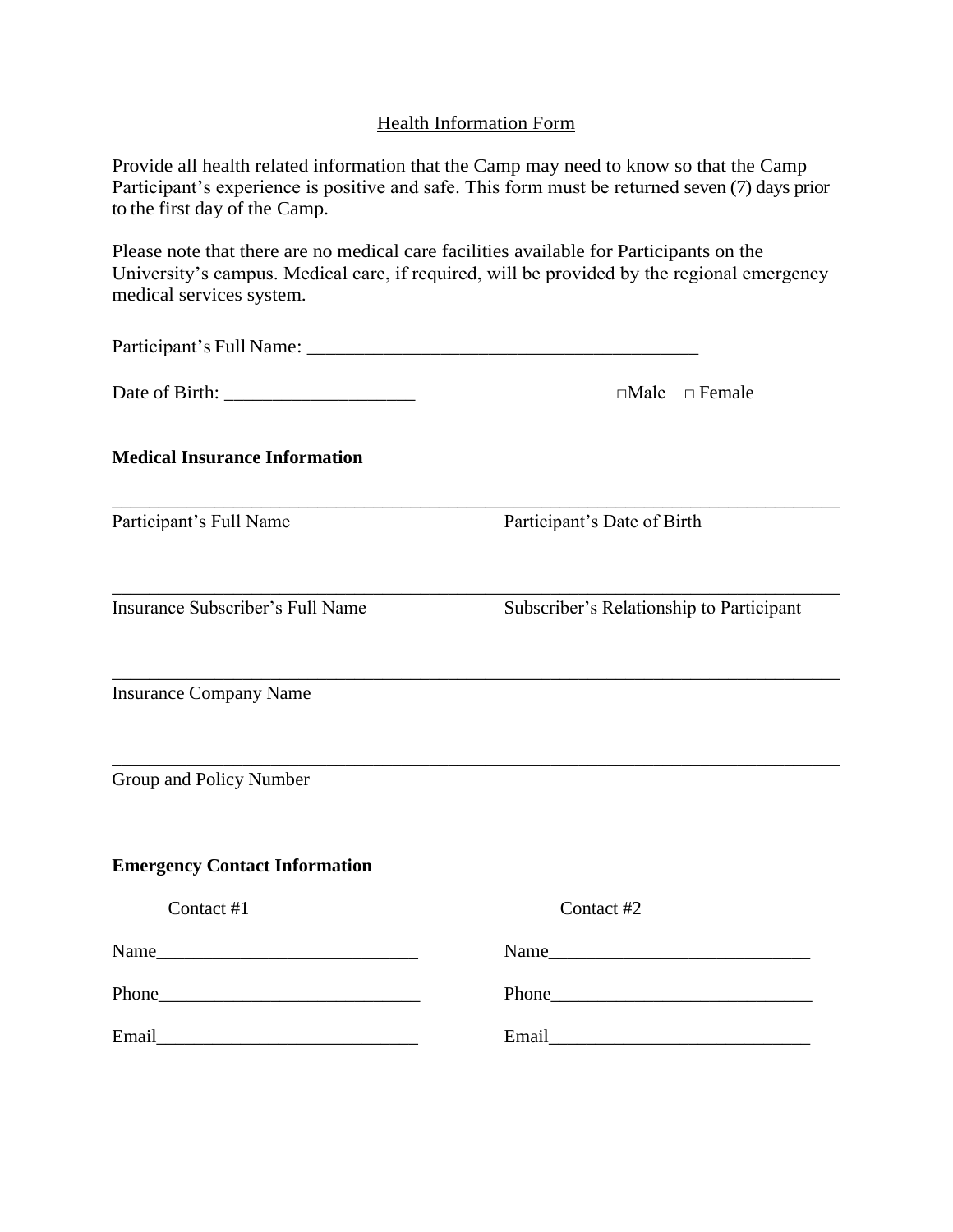# Health Information Form

Provide all health related information that the Camp may need to know so that the Camp Participant's experience is positive and safe. This form must be returned seven (7) days prior to the first day of the Camp.

Please note that there are no medical care facilities available for Participants on the University's campus. Medical care, if required, will be provided by the regional emergency medical services system.

Participant's Full Name: ________________________________________

Date of Birth: ___________________ □Male □ Female

**Medical Insurance Information**

_______________________________________________________________________________

Participant's Full Name Participant's Date of Birth

_______________________________________________________________________________

Insurance Subscriber's Full Name Subscriber's Relationship to Participant

_______________________________________________________________________________

Insurance Company Name

_______________________________________________________________________________

Group and Policy Number

**Emergency Contact Information**

| Contact #1 | Contact #2 |
| --- | --- |
| Name____________________________ | Name____________________________ |
| Phone____________________________ | Phone____________________________ |
| Email____________________________ | Email____________________________ |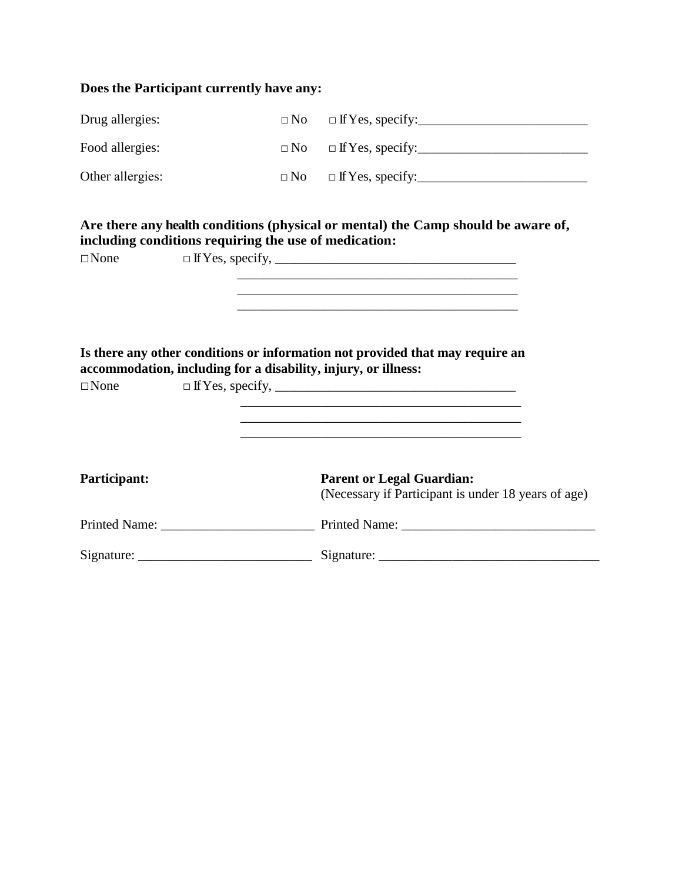**Does the Participant currently have any:**

Drug allergies: □ No □ If Yes, specify:_________________________

Food allergies: □ No □ If Yes, specify:_________________________

Other allergies: □ No □ If Yes, specify:_________________________

**Are there any health conditions (physical or mental) the Camp should be aware of, including conditions requiring the use of medication:**

□ None □ If Yes, specify, ____________________________________
____________________________________________
____________________________________________
____________________________________________

**Is there any other conditions or information not provided that may require an accommodation, including for a disability, injury, or illness:**

□ None □ If Yes, specify, ____________________________________
____________________________________________
____________________________________________
____________________________________________

| | |
|---|---|
| **Participant:** | **Parent or Legal Guardian:** (Necessary if Participant is under 18 years of age) |
| Printed Name: _______________________ | Printed Name: _____________________________ |
| Signature: __________________________ | Signature: _________________________________ |